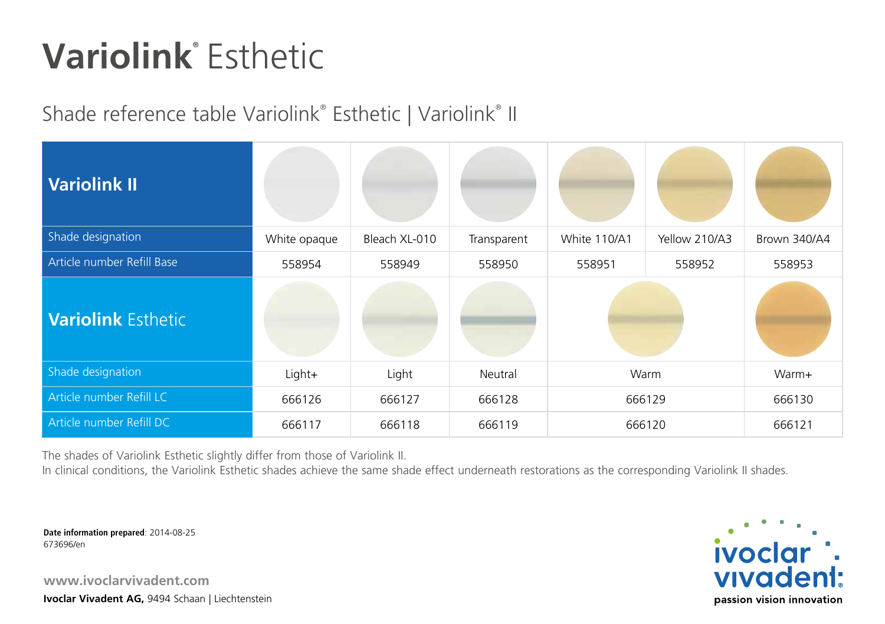# Variolink® Esthetic

## Shade reference table Variolink® Esthetic | Variolink® II

| **Variolink II** | | | | | | |
|---|---|---|---|---|---|---|
| Shade designation | White opaque | Bleach XL-010 | Transparent | White 110/A1 | Yellow 210/A3 | Brown 340/A4 |
| Article number Refill Base | 558954 | 558949 | 558950 | 558951 | 558952 | 558953 |
| **Variolink Esthetic** | | | | | | |
| Shade designation | Light+ | Light | Neutral | Warm | | Warm+ |
| Article number Refill LC | 666126 | 666127 | 666128 | 666129 | | 666130 |
| Article number Refill DC | 666117 | 666118 | 666119 | 666120 | | 666121 |

The shades of Variolink Esthetic slightly differ from those of Variolink II.
In clinical conditions, the Variolink Esthetic shades achieve the same shade effect underneath restorations as the corresponding Variolink II shades.

**Date information prepared**: 2014-08-25
673696/en

**www.ivoclarvivadent.com**
**Ivoclar Vivadent AG,** 9494 Schaan | Liechtenstein

ivoclar vivadent
passion vision innovation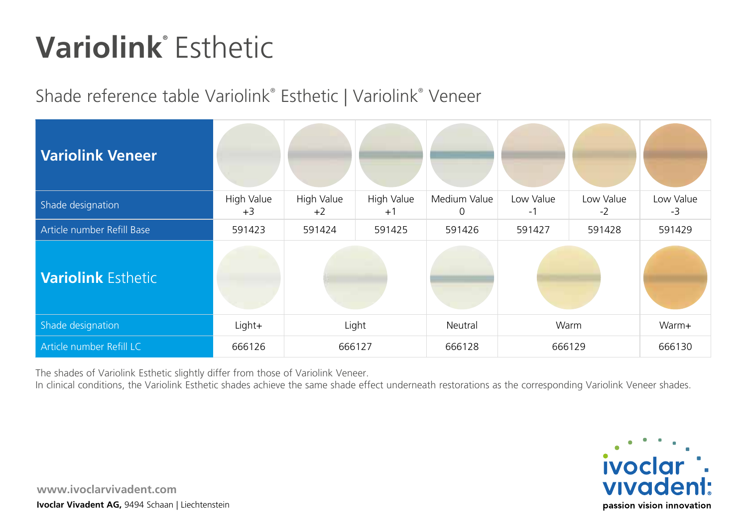# Variolink® Esthetic

## Shade reference table Variolink® Esthetic | Variolink® Veneer

| **Variolink Veneer** | | | | | | | |
|---|---|---|---|---|---|---|---|
| Shade designation | High Value +3 | High Value +2 | High Value +1 | Medium Value 0 | Low Value -1 | Low Value -2 | Low Value -3 |
| Article number Refill Base | 591423 | 591424 | 591425 | 591426 | 591427 | 591428 | 591429 |
| **Variolink** Esthetic | | | | | | | |
| Shade designation | Light+ | Light | | Neutral | Warm | | Warm+ |
| Article number Refill LC | 666126 | 666127 | | 666128 | 666129 | | 666130 |

The shades of Variolink Esthetic slightly differ from those of Variolink Veneer.
In clinical conditions, the Variolink Esthetic shades achieve the same shade effect underneath restorations as the corresponding Variolink Veneer shades.

**www.ivoclarvivadent.com**

**Ivoclar Vivadent AG,** 9494 Schaan | Liechtenstein

ivoclar vivadent
passion vision innovation